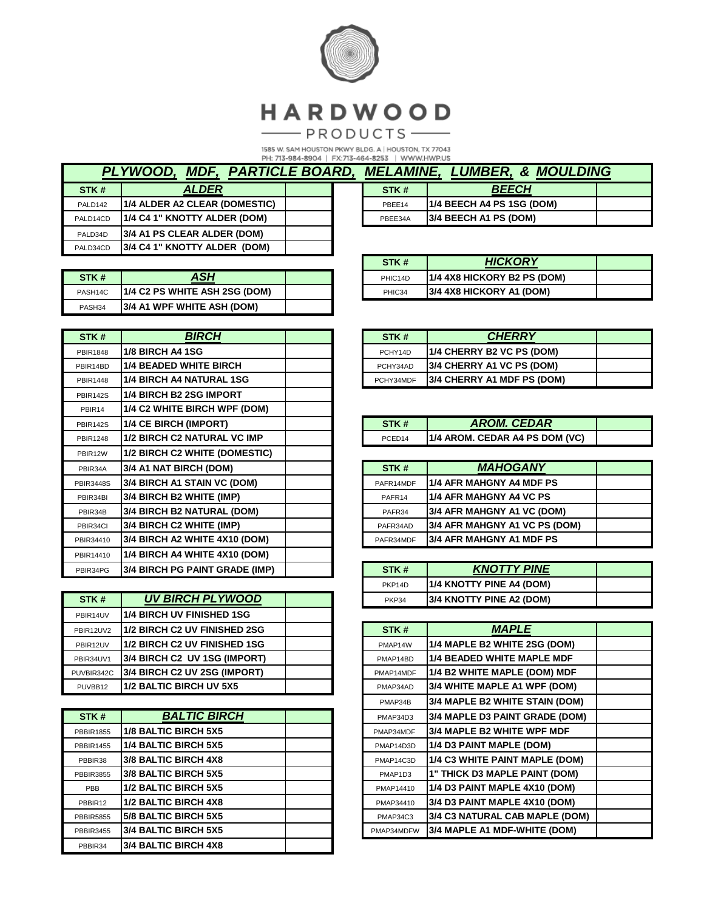# HARDWOOD PRODUCTS

1585 W. SAM HOUSTON PKWY BLDG. A | HOUSTON, TX 77043
PH: 713-984-8904 | FX:713-464-8253 | WWW.HWP.US

## PLYWOOD, MDF, PARTICLE BOARD, MELAMINE, LUMBER, & MOULDING

| STK # | ALDER | |
|---|---|---|
| PALD142 | 1/4 ALDER A2 CLEAR (DOMESTIC) | |
| PALD14CD | 1/4 C4 1" KNOTTY ALDER (DOM) | |
| PALD34D | 3/4 A1 PS CLEAR ALDER (DOM) | |
| PALD34CD | 3/4 C4 1" KNOTTY ALDER (DOM) | |

| STK # | ASH | |
|---|---|---|
| PASH14C | 1/4 C2 PS WHITE ASH 2SG (DOM) | |
| PASH34 | 3/4 A1 WPF WHITE ASH (DOM) | |

| STK # | BIRCH | |
|---|---|---|
| PBIR1848 | 1/8 BIRCH A4 1SG | |
| PBIR14BD | 1/4 BEADED WHITE BIRCH | |
| PBIR1448 | 1/4 BIRCH A4 NATURAL 1SG | |
| PBIR142S | 1/4 BIRCH B2 2SG IMPORT | |
| PBIR14 | 1/4 C2 WHITE BIRCH WPF (DOM) | |
| PBIR142S | 1/4 CE BIRCH (IMPORT) | |
| PBIR1248 | 1/2 BIRCH C2 NATURAL VC IMP | |
| PBIR12W | 1/2 BIRCH C2 WHITE (DOMESTIC) | |
| PBIR34A | 3/4 A1 NAT BIRCH (DOM) | |
| PBIR3448S | 3/4 BIRCH A1 STAIN VC (DOM) | |
| PBIR34BI | 3/4 BIRCH B2 WHITE (IMP) | |
| PBIR34B | 3/4 BIRCH B2 NATURAL (DOM) | |
| PBIR34CI | 3/4 BIRCH C2 WHITE (IMP) | |
| PBIR34410 | 3/4 BIRCH A2 WHITE 4X10 (DOM) | |
| PBIR14410 | 1/4 BIRCH A4 WHITE 4X10 (DOM) | |
| PBIR34PG | 3/4 BIRCH PG PAINT GRADE (IMP) | |

| STK # | UV BIRCH PLYWOOD | |
|---|---|---|
| PBIR14UV | 1/4 BIRCH UV FINISHED 1SG | |
| PBIR12UV2 | 1/2 BIRCH C2 UV FINISHED 2SG | |
| PBIR12UV | 1/2 BIRCH C2 UV FINISHED 1SG | |
| PBIR34UV1 | 3/4 BIRCH C2 UV 1SG (IMPORT) | |
| PUVBIR342C | 3/4 BIRCH C2 UV 2SG (IMPORT) | |
| PUVBB12 | 1/2 BALTIC BIRCH UV 5X5 | |

| STK # | BALTIC BIRCH | |
|---|---|---|
| PBBIR1855 | 1/8 BALTIC BIRCH 5X5 | |
| PBBIR1455 | 1/4 BALTIC BIRCH 5X5 | |
| PBBIR38 | 3/8 BALTIC BIRCH 4X8 | |
| PBBIR3855 | 3/8 BALTIC BIRCH 5X5 | |
| PBB | 1/2 BALTIC BIRCH 5X5 | |
| PBBIR12 | 1/2 BALTIC BIRCH 4X8 | |
| PBBIR5855 | 5/8 BALTIC BIRCH 5X5 | |
| PBBIR3455 | 3/4 BALTIC BIRCH 5X5 | |
| PBBIR34 | 3/4 BALTIC BIRCH 4X8 | |

| STK # | BEECH | |
|---|---|---|
| PBEE14 | 1/4 BEECH A4 PS 1SG (DOM) | |
| PBEE34A | 3/4 BEECH A1 PS (DOM) | |

| STK # | HICKORY | |
|---|---|---|
| PHIC14D | 1/4 4X8 HICKORY B2 PS (DOM) | |
| PHIC34 | 3/4 4X8 HICKORY A1 (DOM) | |

| STK # | CHERRY | |
|---|---|---|
| PCHY14D | 1/4 CHERRY B2 VC PS (DOM) | |
| PCHY34AD | 3/4 CHERRY A1 VC PS (DOM) | |
| PCHY34MDF | 3/4 CHERRY A1 MDF PS (DOM) | |

| STK # | AROM. CEDAR | |
|---|---|---|
| PCED14 | 1/4 AROM. CEDAR A4 PS DOM (VC) | |

| STK # | MAHOGANY | |
|---|---|---|
| PAFR14MDF | 1/4 AFR MAHGNY A4 MDF PS | |
| PAFR14 | 1/4 AFR MAHGNY A4 VC PS | |
| PAFR34 | 3/4 AFR MAHGNY A1 VC (DOM) | |
| PAFR34AD | 3/4 AFR MAHGNY A1 VC PS (DOM) | |
| PAFR34MDF | 3/4 AFR MAHGNY A1 MDF PS | |

| STK # | KNOTTY PINE | |
|---|---|---|
| PKP14D | 1/4 KNOTTY PINE A4 (DOM) | |
| PKP34 | 3/4 KNOTTY PINE A2 (DOM) | |

| STK # | MAPLE | |
|---|---|---|
| PMAP14W | 1/4 MAPLE B2 WHITE 2SG (DOM) | |
| PMAP14BD | 1/4 BEADED WHITE MAPLE MDF | |
| PMAP14MDF | 1/4 B2 WHITE MAPLE (DOM) MDF | |
| PMAP34AD | 3/4 WHITE MAPLE A1 WPF (DOM) | |
| PMAP34B | 3/4 MAPLE B2 WHITE STAIN (DOM) | |
| PMAP34D3 | 3/4 MAPLE D3 PAINT GRADE (DOM) | |
| PMAP34MDF | 3/4 MAPLE B2 WHITE WPF MDF | |
| PMAP14D3D | 1/4 D3 PAINT MAPLE (DOM) | |
| PMAP14C3D | 1/4 C3 WHITE PAINT MAPLE (DOM) | |
| PMAP1D3 | 1" THICK D3 MAPLE PAINT (DOM) | |
| PMAP14410 | 1/4 D3 PAINT MAPLE 4X10 (DOM) | |
| PMAP34410 | 3/4 D3 PAINT MAPLE 4X10 (DOM) | |
| PMAP34C3 | 3/4 C3 NATURAL CAB MAPLE (DOM) | |
| PMAP34MDFW | 3/4 MAPLE A1 MDF-WHITE (DOM) | |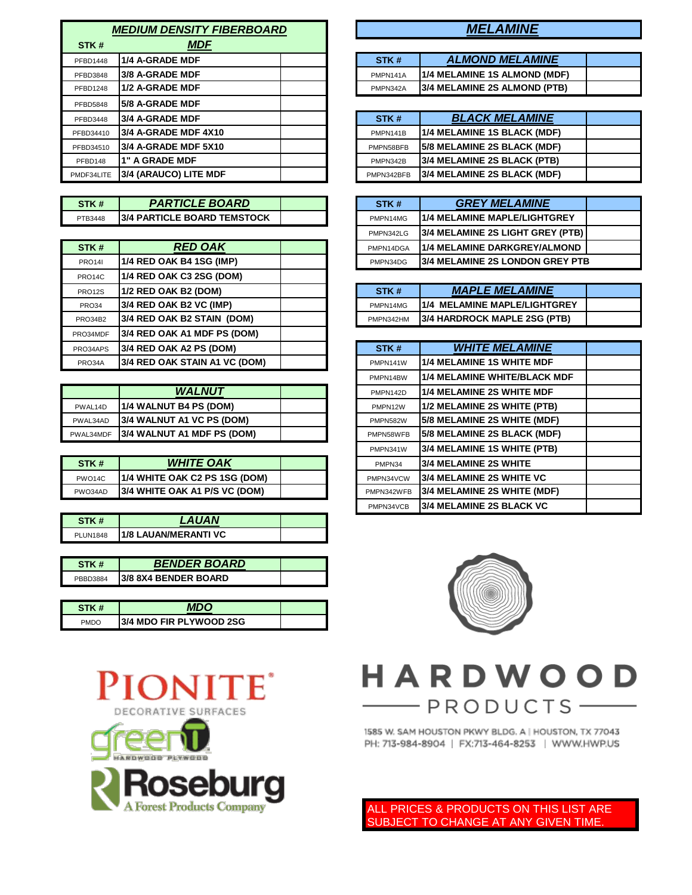## MEDIUM DENSITY FIBERBOARD

| STK # | MDF | |
|---|---|---|
| PFBD1448 | 1/4 A-GRADE MDF | |
| PFBD3848 | 3/8 A-GRADE MDF | |
| PFBD1248 | 1/2 A-GRADE MDF | |
| PFBD5848 | 5/8 A-GRADE MDF | |
| PFBD3448 | 3/4 A-GRADE MDF | |
| PFBD34410 | 3/4 A-GRADE MDF 4X10 | |
| PFBD34510 | 3/4 A-GRADE MDF 5X10 | |
| PFBD148 | 1" A GRADE MDF | |
| PMDF34LITE | 3/4 (ARAUCO) LITE MDF | |

| STK # | PARTICLE BOARD | |
|---|---|---|
| PTB3448 | 3/4 PARTICLE BOARD TEMSTOCK | |

| STK # | RED OAK | |
|---|---|---|
| PRO14I | 1/4 RED OAK B4 1SG (IMP) | |
| PRO14C | 1/4 RED OAK C3 2SG (DOM) | |
| PRO12S | 1/2 RED OAK B2 (DOM) | |
| PRO34 | 3/4 RED OAK B2 VC (IMP) | |
| PRO34B2 | 3/4 RED OAK B2 STAIN (DOM) | |
| PRO34MDF | 3/4 RED OAK A1 MDF PS (DOM) | |
| PRO34APS | 3/4 RED OAK A2 PS (DOM) | |
| PRO34A | 3/4 RED OAK STAIN A1 VC (DOM) | |

| | WALNUT | |
|---|---|---|
| PWAL14D | 1/4 WALNUT B4 PS (DOM) | |
| PWAL34AD | 3/4 WALNUT A1 VC PS (DOM) | |
| PWAL34MDF | 3/4 WALNUT A1 MDF PS (DOM) | |

| STK # | WHITE OAK | |
|---|---|---|
| PWO14C | 1/4 WHITE OAK C2 PS 1SG (DOM) | |
| PWO34AD | 3/4 WHITE OAK A1 P/S VC (DOM) | |

| STK # | LAUAN | |
|---|---|---|
| PLUN1848 | 1/8 LAUAN/MERANTI VC | |

| STK # | BENDER BOARD | |
|---|---|---|
| PBBD3884 | 3/8 8X4 BENDER BOARD | |

| STK # | MDO | |
|---|---|---|
| PMDO | 3/4 MDO FIR PLYWOOD 2SG | |

## MELAMINE

| STK # | ALMOND MELAMINE | |
|---|---|---|
| PMPN141A | 1/4 MELAMINE 1S ALMOND (MDF) | |
| PMPN342A | 3/4 MELAMINE 2S ALMOND (PTB) | |

| STK # | BLACK MELAMINE | |
|---|---|---|
| PMPN141B | 1/4 MELAMINE 1S BLACK (MDF) | |
| PMPN58BFB | 5/8 MELAMINE 2S BLACK (MDF) | |
| PMPN342B | 3/4 MELAMINE 2S BLACK (PTB) | |
| PMPN342BFB | 3/4 MELAMINE 2S BLACK (MDF) | |

| STK # | GREY MELAMINE | |
|---|---|---|
| PMPN14MG | 1/4 MELAMINE MAPLE/LIGHTGREY | |
| PMPN342LG | 3/4 MELAMINE 2S LIGHT GREY (PTB) | |
| PMPN14DGA | 1/4 MELAMINE DARKGREY/ALMOND | |
| PMPN34DG | 3/4 MELAMINE 2S LONDON GREY PTB | |

| STK # | MAPLE MELAMINE | |
|---|---|---|
| PMPN14MG | 1/4 MELAMINE MAPLE/LIGHTGREY | |
| PMPN342HM | 3/4 HARDROCK MAPLE 2SG (PTB) | |

| STK # | WHITE MELAMINE | |
|---|---|---|
| PMPN141W | 1/4 MELAMINE 1S WHITE MDF | |
| PMPN14BW | 1/4 MELAMINE WHITE/BLACK MDF | |
| PMPN142D | 1/4 MELAMINE 2S WHITE MDF | |
| PMPN12W | 1/2 MELAMINE 2S WHITE (PTB) | |
| PMPN582W | 5/8 MELAMINE 2S WHITE (MDF) | |
| PMPN58WFB | 5/8 MELAMINE 2S BLACK (MDF) | |
| PMPN341W | 3/4 MELAMINE 1S WHITE (PTB) | |
| PMPN34 | 3/4 MELAMINE 2S WHITE | |
| PMPN34VCW | 3/4 MELAMINE 2S WHITE VC | |
| PMPN342WFB | 3/4 MELAMINE 2S WHITE (MDF) | |
| PMPN34VCB | 3/4 MELAMINE 2S BLACK VC | |

PIONITE® DECORATIVE SURFACES

greenT HARDWOOD PLYWOOD

Roseburg A Forest Products Company

HARDWOOD PRODUCTS

1585 W. SAM HOUSTON PKWY BLDG. A | HOUSTON, TX 77043
PH: 713-984-8904 | FX:713-464-8253 | WWW.HWP.US

ALL PRICES & PRODUCTS ON THIS LIST ARE SUBJECT TO CHANGE AT ANY GIVEN TIME.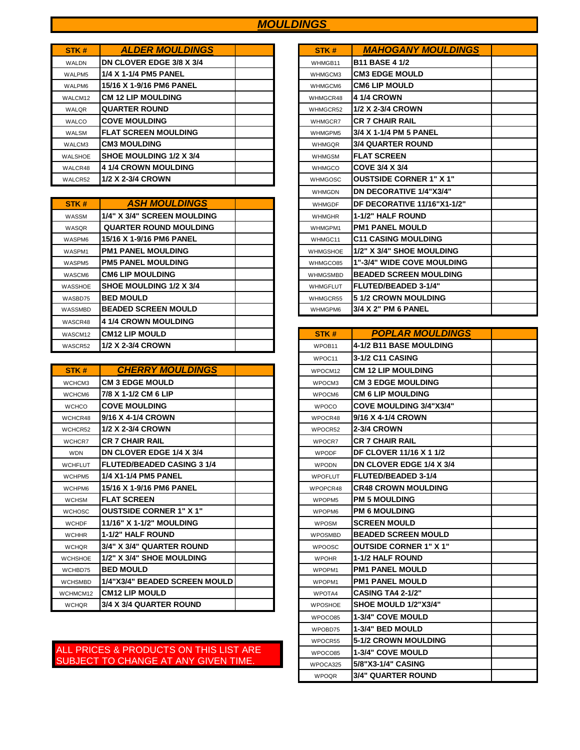# MOULDINGS

| STK # | ALDER MOULDINGS | |
|---|---|---|
| WALDN | DN CLOVER EDGE 3/8 X 3/4 | |
| WALPM5 | 1/4 X 1-1/4 PM5 PANEL | |
| WALPM6 | 15/16 X 1-9/16 PM6 PANEL | |
| WALCM12 | CM 12 LIP MOULDING | |
| WALQR | QUARTER ROUND | |
| WALCO | COVE MOULDING | |
| WALSM | FLAT SCREEN MOULDING | |
| WALCM3 | CM3 MOULDING | |
| WALSHOE | SHOE MOULDING 1/2 X 3/4 | |
| WALCR48 | 4 1/4 CROWN MOULDING | |
| WALCR52 | 1/2 X 2-3/4 CROWN | |

| STK # | ASH MOULDINGS | |
|---|---|---|
| WASSM | 1/4" X 3/4" SCREEN MOULDING | |
| WASQR | QUARTER ROUND MOULDING | |
| WASPM6 | 15/16 X 1-9/16 PM6 PANEL | |
| WASPM1 | PM1 PANEL MOULDING | |
| WASPM5 | PM5 PANEL MOULDING | |
| WASCM6 | CM6 LIP MOULDING | |
| WASSHOE | SHOE MOULDING 1/2 X 3/4 | |
| WASBD75 | BED MOULD | |
| WASSMBD | BEADED SCREEN MOULD | |
| WASCR48 | 4 1/4 CROWN MOULDING | |
| WASCM12 | CM12 LIP MOULD | |
| WASCR52 | 1/2 X 2-3/4 CROWN | |

| STK # | CHERRY MOULDINGS | |
|---|---|---|
| WCHCM3 | CM 3 EDGE MOULD | |
| WCHCM6 | 7/8 X 1-1/2 CM 6 LIP | |
| WCHCO | COVE MOULDING | |
| WCHCR48 | 9/16 X 4-1/4 CROWN | |
| WCHCR52 | 1/2 X 2-3/4 CROWN | |
| WCHCR7 | CR 7 CHAIR RAIL | |
| WDN | DN CLOVER EDGE 1/4 X 3/4 | |
| WCHFLUT | FLUTED/BEADED CASING 3 1/4 | |
| WCHPM5 | 1/4 X1-1/4 PM5 PANEL | |
| WCHPM6 | 15/16 X 1-9/16 PM6 PANEL | |
| WCHSM | FLAT SCREEN | |
| WCHOSC | OUSTSIDE CORNER 1" X 1" | |
| WCHDF | 11/16" X 1-1/2" MOULDING | |
| WCHHR | 1-1/2" HALF ROUND | |
| WCHQR | 3/4" X 3/4" QUARTER ROUND | |
| WCHSHOE | 1/2" X 3/4" SHOE MOULDING | |
| WCHBD75 | BED MOULD | |
| WCHSMBD | 1/4"X3/4" BEADED SCREEN MOULD | |
| WCHMCM12 | CM12 LIP MOULD | |
| WCHQR | 3/4 X 3/4 QUARTER ROUND | |

ALL PRICES & PRODUCTS ON THIS LIST ARE SUBJECT TO CHANGE AT ANY GIVEN TIME.

| STK # | MAHOGANY MOULDINGS | |
|---|---|---|
| WHMGB11 | B11 BASE 4 1/2 | |
| WHMGCM3 | CM3 EDGE MOULD | |
| WHMGCM6 | CM6 LIP MOULD | |
| WHMGCR48 | 4 1/4 CROWN | |
| WHMGCR52 | 1/2 X 2-3/4 CROWN | |
| WHMGCR7 | CR 7 CHAIR RAIL | |
| WHMGPM5 | 3/4 X 1-1/4 PM 5 PANEL | |
| WHMGQR | 3/4 QUARTER ROUND | |
| WHMGSM | FLAT SCREEN | |
| WHMGCO | COVE 3/4 X 3/4 | |
| WHMGOSC | OUSTSIDE CORNER 1" X 1" | |
| WHMGDN | DN DECORATIVE 1/4"X3/4" | |
| WHMGDF | DF DECORATIVE 11/16"X1-1/2" | |
| WHMGHR | 1-1/2" HALF ROUND | |
| WHMGPM1 | PM1 PANEL MOULD | |
| WHMGC11 | C11 CASING MOULDING | |
| WHMGSHOE | 1/2" X 3/4" SHOE MOULDING | |
| WHMGCO85 | 1"-3/4" WIDE COVE MOULDING | |
| WHMGSMBD | BEADED SCREEN MOULDING | |
| WHMGFLUT | FLUTED/BEADED 3-1/4" | |
| WHMGCR55 | 5 1/2 CROWN MOULDING | |
| WHMGPM6 | 3/4 X 2" PM 6 PANEL | |

| STK # | POPLAR MOULDINGS | |
|---|---|---|
| WPOB11 | 4-1/2 B11 BASE MOULDING | |
| WPOC11 | 3-1/2 C11 CASING | |
| WPOCM12 | CM 12 LIP MOULDING | |
| WPOCM3 | CM 3 EDGE MOULDING | |
| WPOCM6 | CM 6 LIP MOULDING | |
| WPOCO | COVE MOULDING 3/4"X3/4" | |
| WPOCR48 | 9/16 X 4-1/4 CROWN | |
| WPOCR52 | 2-3/4 CROWN | |
| WPOCR7 | CR 7 CHAIR RAIL | |
| WPODF | DF CLOVER 11/16 X 1 1/2 | |
| WPODN | DN CLOVER EDGE 1/4 X 3/4 | |
| WPOFLUT | FLUTED/BEADED 3-1/4 | |
| WPOPCR48 | CR48 CROWN MOULDING | |
| WPOPM5 | PM 5 MOULDING | |
| WPOPM6 | PM 6 MOULDING | |
| WPOSM | SCREEN MOULD | |
| WPOSMBD | BEADED SCREEN MOULD | |
| WPOOSC | OUTSIDE CORNER 1" X 1" | |
| WPOHR | 1-1/2 HALF ROUND | |
| WPOPM1 | PM1 PANEL MOULD | |
| WPOPM1 | PM1 PANEL MOULD | |
| WPOTA4 | CASING TA4 2-1/2" | |
| WPOSHOE | SHOE MOULD 1/2"X3/4" | |
| WPOCO85 | 1-3/4" COVE MOULD | |
| WPOBD75 | 1-3/4" BED MOULD | |
| WPOCR55 | 5-1/2 CROWN MOULDING | |
| WPOCO85 | 1-3/4" COVE MOULD | |
| WPOCA325 | 5/8"X3-1/4" CASING | |
| WPOQR | 3/4" QUARTER ROUND | |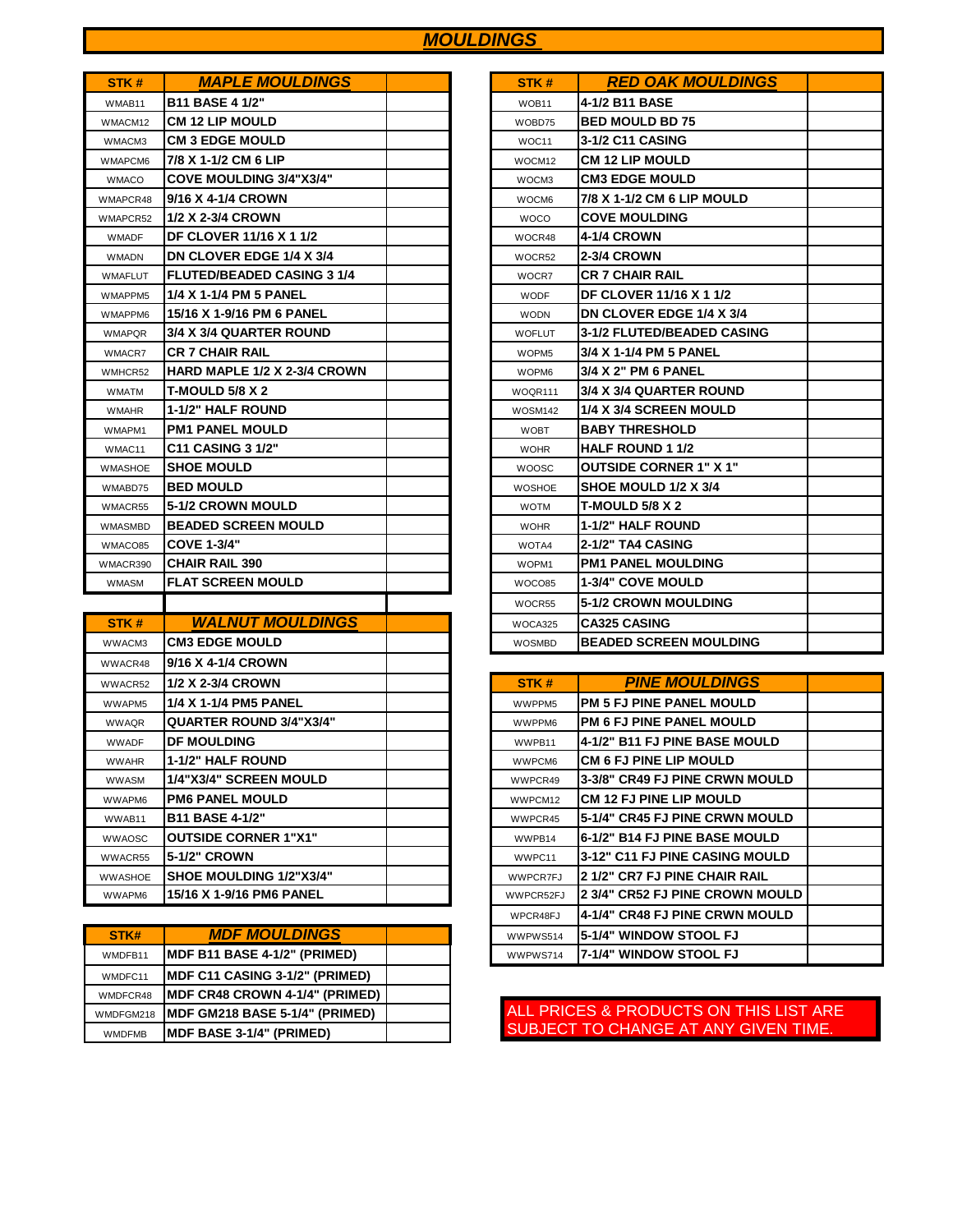# MOULDINGS

| STK # | MAPLE MOULDINGS | |
|---|---|---|
| WMAB11 | B11 BASE 4 1/2" | |
| WMACM12 | CM 12 LIP MOULD | |
| WMACM3 | CM 3 EDGE MOULD | |
| WMAPCM6 | 7/8 X 1-1/2 CM 6 LIP | |
| WMACO | COVE MOULDING 3/4"X3/4" | |
| WMAPCR48 | 9/16 X 4-1/4 CROWN | |
| WMAPCR52 | 1/2 X 2-3/4 CROWN | |
| WMADF | DF CLOVER 11/16 X 1 1/2 | |
| WMADN | DN CLOVER EDGE 1/4 X 3/4 | |
| WMAFLUT | FLUTED/BEADED CASING 3 1/4 | |
| WMAPPM5 | 1/4 X 1-1/4 PM 5 PANEL | |
| WMAPPM6 | 15/16 X 1-9/16 PM 6 PANEL | |
| WMAPQR | 3/4 X 3/4 QUARTER ROUND | |
| WMACR7 | CR 7 CHAIR RAIL | |
| WMHCR52 | HARD MAPLE 1/2 X 2-3/4 CROWN | |
| WMATM | T-MOULD 5/8 X 2 | |
| WMAHR | 1-1/2" HALF ROUND | |
| WMAPM1 | PM1 PANEL MOULD | |
| WMAC11 | C11 CASING 3 1/2" | |
| WMASHOE | SHOE MOULD | |
| WMABD75 | BED MOULD | |
| WMACR55 | 5-1/2 CROWN MOULD | |
| WMASMBD | BEADED SCREEN MOULD | |
| WMACO85 | COVE 1-3/4" | |
| WMACR390 | CHAIR RAIL 390 | |
| WMASM | FLAT SCREEN MOULD | |

| STK # | WALNUT MOULDINGS | |
|---|---|---|
| WWACM3 | CM3 EDGE MOULD | |
| WWACR48 | 9/16 X 4-1/4 CROWN | |
| WWACR52 | 1/2 X 2-3/4 CROWN | |
| WWAPM5 | 1/4 X 1-1/4 PM5 PANEL | |
| WWAQR | QUARTER ROUND 3/4"X3/4" | |
| WWADF | DF MOULDING | |
| WWAHR | 1-1/2" HALF ROUND | |
| WWASM | 1/4"X3/4" SCREEN MOULD | |
| WWAPM6 | PM6 PANEL MOULD | |
| WWAB11 | B11 BASE 4-1/2" | |
| WWAOSC | OUTSIDE CORNER 1"X1" | |
| WWACR55 | 5-1/2" CROWN | |
| WWASHOE | SHOE MOULDING 1/2"X3/4" | |
| WWAPM6 | 15/16 X 1-9/16 PM6 PANEL | |

| STK# | MDF MOULDINGS | |
|---|---|---|
| WMDFB11 | MDF B11 BASE 4-1/2" (PRIMED) | |
| WMDFC11 | MDF C11 CASING 3-1/2" (PRIMED) | |
| WMDFCR48 | MDF CR48 CROWN 4-1/4" (PRIMED) | |
| WMDFGM218 | MDF GM218 BASE 5-1/4" (PRIMED) | |
| WMDFMB | MDF BASE 3-1/4" (PRIMED) | |

| STK # | RED OAK MOULDINGS | |
|---|---|---|
| WOB11 | 4-1/2 B11 BASE | |
| WOBD75 | BED MOULD BD 75 | |
| WOC11 | 3-1/2 C11 CASING | |
| WOCM12 | CM 12 LIP MOULD | |
| WOCM3 | CM3 EDGE MOULD | |
| WOCM6 | 7/8 X 1-1/2 CM 6 LIP MOULD | |
| WOCO | COVE MOULDING | |
| WOCR48 | 4-1/4 CROWN | |
| WOCR52 | 2-3/4 CROWN | |
| WOCR7 | CR 7 CHAIR RAIL | |
| WODF | DF CLOVER 11/16 X 1 1/2 | |
| WODN | DN CLOVER EDGE 1/4 X 3/4 | |
| WOFLUT | 3-1/2 FLUTED/BEADED CASING | |
| WOPM5 | 3/4 X 1-1/4 PM 5 PANEL | |
| WOPM6 | 3/4 X 2" PM 6 PANEL | |
| WOQR111 | 3/4 X 3/4 QUARTER ROUND | |
| WOSM142 | 1/4 X 3/4 SCREEN MOULD | |
| WOBT | BABY THRESHOLD | |
| WOHR | HALF ROUND 1 1/2 | |
| WOOSC | OUTSIDE CORNER 1" X 1" | |
| WOSHOE | SHOE MOULD 1/2 X 3/4 | |
| WOTM | T-MOULD 5/8 X 2 | |
| WOHR | 1-1/2" HALF ROUND | |
| WOTA4 | 2-1/2" TA4 CASING | |
| WOPM1 | PM1 PANEL MOULDING | |
| WOCO85 | 1-3/4" COVE MOULD | |
| WOCR55 | 5-1/2 CROWN MOULDING | |
| WOCA325 | CA325 CASING | |
| WOSMBD | BEADED SCREEN MOULDING | |

| STK # | PINE MOULDINGS | |
|---|---|---|
| WWPPM5 | PM 5 FJ PINE PANEL MOULD | |
| WWPPM6 | PM 6 FJ PINE PANEL MOULD | |
| WWPB11 | 4-1/2" B11 FJ PINE BASE MOULD | |
| WWPCM6 | CM 6 FJ PINE LIP MOULD | |
| WWPCR49 | 3-3/8" CR49 FJ PINE CRWN MOULD | |
| WWPCM12 | CM 12 FJ PINE LIP MOULD | |
| WWPCR45 | 5-1/4" CR45 FJ PINE CRWN MOULD | |
| WWPB14 | 6-1/2" B14 FJ PINE BASE MOULD | |
| WWPC11 | 3-12" C11 FJ PINE CASING MOULD | |
| WWPCR7FJ | 2 1/2" CR7 FJ PINE CHAIR RAIL | |
| WWPCR52FJ | 2 3/4" CR52 FJ PINE CROWN MOULD | |
| WPCR48FJ | 4-1/4" CR48 FJ PINE CRWN MOULD | |
| WWPWS514 | 5-1/4" WINDOW STOOL FJ | |
| WWPWS714 | 7-1/4" WINDOW STOOL FJ | |

ALL PRICES & PRODUCTS ON THIS LIST ARE SUBJECT TO CHANGE AT ANY GIVEN TIME.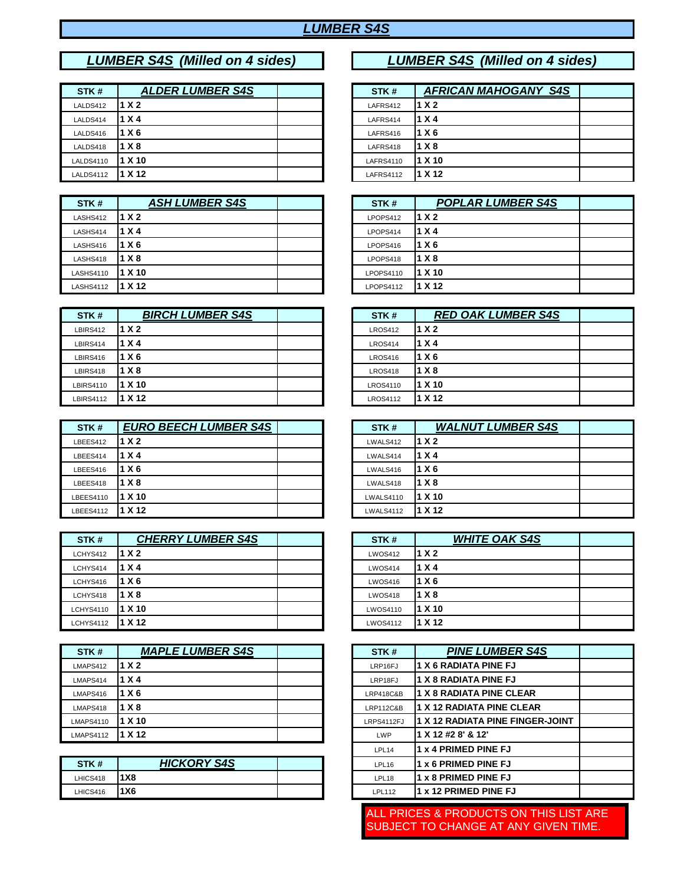# LUMBER S4S

## LUMBER S4S (Milled on 4 sides)

| STK # | ALDER LUMBER S4S | |
|---|---|---|
| LALDS412 | 1 X 2 | |
| LALDS414 | 1 X 4 | |
| LALDS416 | 1 X 6 | |
| LALDS418 | 1 X 8 | |
| LALDS4110 | 1 X 10 | |
| LALDS4112 | 1 X 12 | |

| STK # | ASH LUMBER S4S | |
|---|---|---|
| LASHS412 | 1 X 2 | |
| LASHS414 | 1 X 4 | |
| LASHS416 | 1 X 6 | |
| LASHS418 | 1 X 8 | |
| LASHS4110 | 1 X 10 | |
| LASHS4112 | 1 X 12 | |

| STK # | BIRCH LUMBER S4S | |
|---|---|---|
| LBIRS412 | 1 X 2 | |
| LBIRS414 | 1 X 4 | |
| LBIRS416 | 1 X 6 | |
| LBIRS418 | 1 X 8 | |
| LBIRS4110 | 1 X 10 | |
| LBIRS4112 | 1 X 12 | |

| STK # | EURO BEECH LUMBER S4S | |
|---|---|---|
| LBEES412 | 1 X 2 | |
| LBEES414 | 1 X 4 | |
| LBEES416 | 1 X 6 | |
| LBEES418 | 1 X 8 | |
| LBEES4110 | 1 X 10 | |
| LBEES4112 | 1 X 12 | |

| STK # | CHERRY LUMBER S4S | |
|---|---|---|
| LCHYS412 | 1 X 2 | |
| LCHYS414 | 1 X 4 | |
| LCHYS416 | 1 X 6 | |
| LCHYS418 | 1 X 8 | |
| LCHYS4110 | 1 X 10 | |
| LCHYS4112 | 1 X 12 | |

| STK # | MAPLE LUMBER S4S | |
|---|---|---|
| LMAPS412 | 1 X 2 | |
| LMAPS414 | 1 X 4 | |
| LMAPS416 | 1 X 6 | |
| LMAPS418 | 1 X 8 | |
| LMAPS4110 | 1 X 10 | |
| LMAPS4112 | 1 X 12 | |

| STK # | HICKORY S4S | |
|---|---|---|
| LHICS418 | 1X8 | |
| LHICS416 | 1X6 | |

## LUMBER S4S (Milled on 4 sides)

| STK # | AFRICAN MAHOGANY S4S | |
|---|---|---|
| LAFRS412 | 1 X 2 | |
| LAFRS414 | 1 X 4 | |
| LAFRS416 | 1 X 6 | |
| LAFRS418 | 1 X 8 | |
| LAFRS4110 | 1 X 10 | |
| LAFRS4112 | 1 X 12 | |

| STK # | POPLAR LUMBER S4S | |
|---|---|---|
| LPOPS412 | 1 X 2 | |
| LPOPS414 | 1 X 4 | |
| LPOPS416 | 1 X 6 | |
| LPOPS418 | 1 X 8 | |
| LPOPS4110 | 1 X 10 | |
| LPOPS4112 | 1 X 12 | |

| STK # | RED OAK LUMBER S4S | |
|---|---|---|
| LROS412 | 1 X 2 | |
| LROS414 | 1 X 4 | |
| LROS416 | 1 X 6 | |
| LROS418 | 1 X 8 | |
| LROS4110 | 1 X 10 | |
| LROS4112 | 1 X 12 | |

| STK # | WALNUT LUMBER S4S | |
|---|---|---|
| LWALS412 | 1 X 2 | |
| LWALS414 | 1 X 4 | |
| LWALS416 | 1 X 6 | |
| LWALS418 | 1 X 8 | |
| LWALS4110 | 1 X 10 | |
| LWALS4112 | 1 X 12 | |

| STK # | WHITE OAK S4S | |
|---|---|---|
| LWOS412 | 1 X 2 | |
| LWOS414 | 1 X 4 | |
| LWOS416 | 1 X 6 | |
| LWOS418 | 1 X 8 | |
| LWOS4110 | 1 X 10 | |
| LWOS4112 | 1 X 12 | |

| STK # | PINE LUMBER S4S | |
|---|---|---|
| LRP16FJ | 1 X 6 RADIATA PINE FJ | |
| LRP18FJ | 1 X 8 RADIATA PINE FJ | |
| LRP418C&B | 1 X 8 RADIATA PINE CLEAR | |
| LRP112C&B | 1 X 12 RADIATA PINE CLEAR | |
| LRPS4112FJ | 1 X 12 RADIATA PINE FINGER-JOINT | |
| LWP | 1 X 12 #2 8' & 12' | |
| LPL14 | 1 x 4 PRIMED PINE FJ | |
| LPL16 | 1 x 6 PRIMED PINE FJ | |
| LPL18 | 1 x 8 PRIMED PINE FJ | |
| LPL112 | 1 x 12 PRIMED PINE FJ | |

ALL PRICES & PRODUCTS ON THIS LIST ARE SUBJECT TO CHANGE AT ANY GIVEN TIME.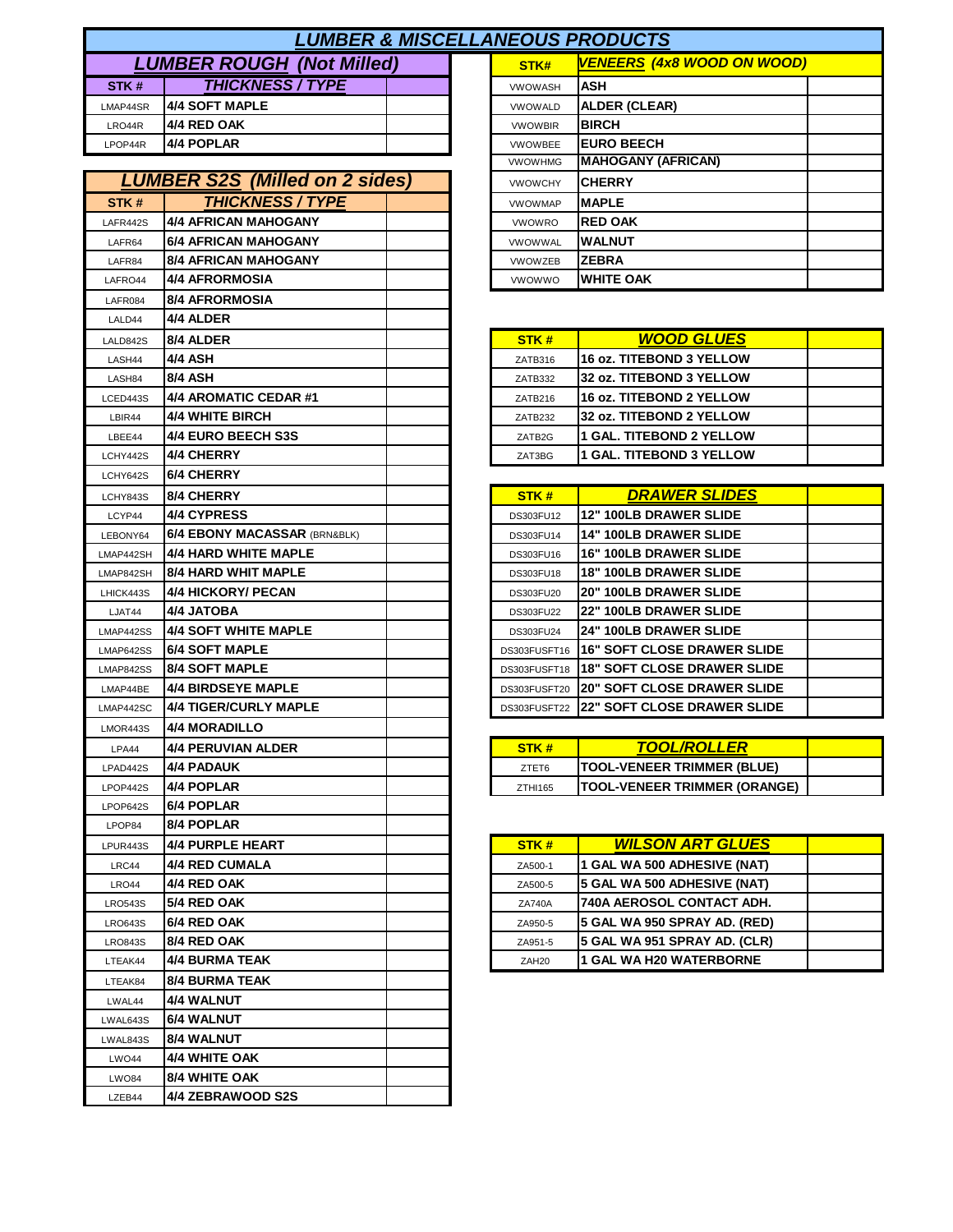# LUMBER & MISCELLANEOUS PRODUCTS

## LUMBER ROUGH (Not Milled)

| STK # | THICKNESS / TYPE | |
|---|---|---|
| LMAP44SR | 4/4 SOFT MAPLE | |
| LRO44R | 4/4 RED OAK | |
| LPOP44R | 4/4 POPLAR | |

## LUMBER S2S (Milled on 2 sides)

| STK # | THICKNESS / TYPE | |
|---|---|---|
| LAFR442S | 4/4 AFRICAN MAHOGANY | |
| LAFR64 | 6/4 AFRICAN MAHOGANY | |
| LAFR84 | 8/4 AFRICAN MAHOGANY | |
| LAFRO44 | 4/4 AFRORMOSIA | |
| LAFR084 | 8/4 AFRORMOSIA | |
| LALD44 | 4/4 ALDER | |
| LALD842S | 8/4 ALDER | |
| LASH44 | 4/4 ASH | |
| LASH84 | 8/4 ASH | |
| LCED443S | 4/4 AROMATIC CEDAR #1 | |
| LBIR44 | 4/4 WHITE BIRCH | |
| LBEE44 | 4/4 EURO BEECH S3S | |
| LCHY442S | 4/4 CHERRY | |
| LCHY642S | 6/4 CHERRY | |
| LCHY843S | 8/4 CHERRY | |
| LCYP44 | 4/4 CYPRESS | |
| LEBONY64 | 6/4 EBONY MACASSAR (BRN&BLK) | |
| LMAP442SH | 4/4 HARD WHITE MAPLE | |
| LMAP842SH | 8/4 HARD WHIT MAPLE | |
| LHICK443S | 4/4 HICKORY/ PECAN | |
| LJAT44 | 4/4 JATOBA | |
| LMAP442SS | 4/4 SOFT WHITE MAPLE | |
| LMAP642SS | 6/4 SOFT MAPLE | |
| LMAP842SS | 8/4 SOFT MAPLE | |
| LMAP44BE | 4/4 BIRDSEYE MAPLE | |
| LMAP442SC | 4/4 TIGER/CURLY MAPLE | |
| LMOR443S | 4/4 MORADILLO | |
| LPA44 | 4/4 PERUVIAN ALDER | |
| LPAD442S | 4/4 PADAUK | |
| LPOP442S | 4/4 POPLAR | |
| LPOP642S | 6/4 POPLAR | |
| LPOP84 | 8/4 POPLAR | |
| LPUR443S | 4/4 PURPLE HEART | |
| LRC44 | 4/4 RED CUMALA | |
| LRO44 | 4/4 RED OAK | |
| LRO543S | 5/4 RED OAK | |
| LRO643S | 6/4 RED OAK | |
| LRO843S | 8/4 RED OAK | |
| LTEAK44 | 4/4 BURMA TEAK | |
| LTEAK84 | 8/4 BURMA TEAK | |
| LWAL44 | 4/4 WALNUT | |
| LWAL643S | 6/4 WALNUT | |
| LWAL843S | 8/4 WALNUT | |
| LWO44 | 4/4 WHITE OAK | |
| LWO84 | 8/4 WHITE OAK | |
| LZEB44 | 4/4 ZEBRAWOOD S2S | |

## VENEERS (4x8 WOOD ON WOOD)

| STK# | VENEERS (4x8 WOOD ON WOOD) | |
|---|---|---|
| VWOWASH | ASH | |
| VWOWALD | ALDER (CLEAR) | |
| VWOWBIR | BIRCH | |
| VWOWBEE | EURO BEECH | |
| VWOWHMG | MAHOGANY (AFRICAN) | |
| VWOWCHY | CHERRY | |
| VWOWMAP | MAPLE | |
| VWOWRO | RED OAK | |
| VWOWWAL | WALNUT | |
| VWOWZEB | ZEBRA | |
| VWOWWO | WHITE OAK | |

## WOOD GLUES

| STK # | WOOD GLUES | |
|---|---|---|
| ZATB316 | 16 oz. TITEBOND 3 YELLOW | |
| ZATB332 | 32 oz. TITEBOND 3 YELLOW | |
| ZATB216 | 16 oz. TITEBOND 2 YELLOW | |
| ZATB232 | 32 oz. TITEBOND 2 YELLOW | |
| ZATB2G | 1 GAL. TITEBOND 2 YELLOW | |
| ZAT3BG | 1 GAL. TITEBOND 3 YELLOW | |

## DRAWER SLIDES

| STK # | DRAWER SLIDES | |
|---|---|---|
| DS303FU12 | 12" 100LB DRAWER SLIDE | |
| DS303FU14 | 14" 100LB DRAWER SLIDE | |
| DS303FU16 | 16" 100LB DRAWER SLIDE | |
| DS303FU18 | 18" 100LB DRAWER SLIDE | |
| DS303FU20 | 20" 100LB DRAWER SLIDE | |
| DS303FU22 | 22" 100LB DRAWER SLIDE | |
| DS303FU24 | 24" 100LB DRAWER SLIDE | |
| DS303FUSFT16 | 16" SOFT CLOSE DRAWER SLIDE | |
| DS303FUSFT18 | 18" SOFT CLOSE DRAWER SLIDE | |
| DS303FUSFT20 | 20" SOFT CLOSE DRAWER SLIDE | |
| DS303FUSFT22 | 22" SOFT CLOSE DRAWER SLIDE | |

## TOOL/ROLLER

| STK # | TOOL/ROLLER | |
|---|---|---|
| ZTET6 | TOOL-VENEER TRIMMER (BLUE) | |
| ZTHI165 | TOOL-VENEER TRIMMER (ORANGE) | |

## WILSON ART GLUES

| STK # | WILSON ART GLUES | |
|---|---|---|
| ZA500-1 | 1 GAL WA 500 ADHESIVE (NAT) | |
| ZA500-5 | 5 GAL WA 500 ADHESIVE (NAT) | |
| ZA740A | 740A AEROSOL CONTACT ADH. | |
| ZA950-5 | 5 GAL WA 950 SPRAY AD. (RED) | |
| ZA951-5 | 5 GAL WA 951 SPRAY AD. (CLR) | |
| ZAH20 | 1 GAL WA H20 WATERBORNE | |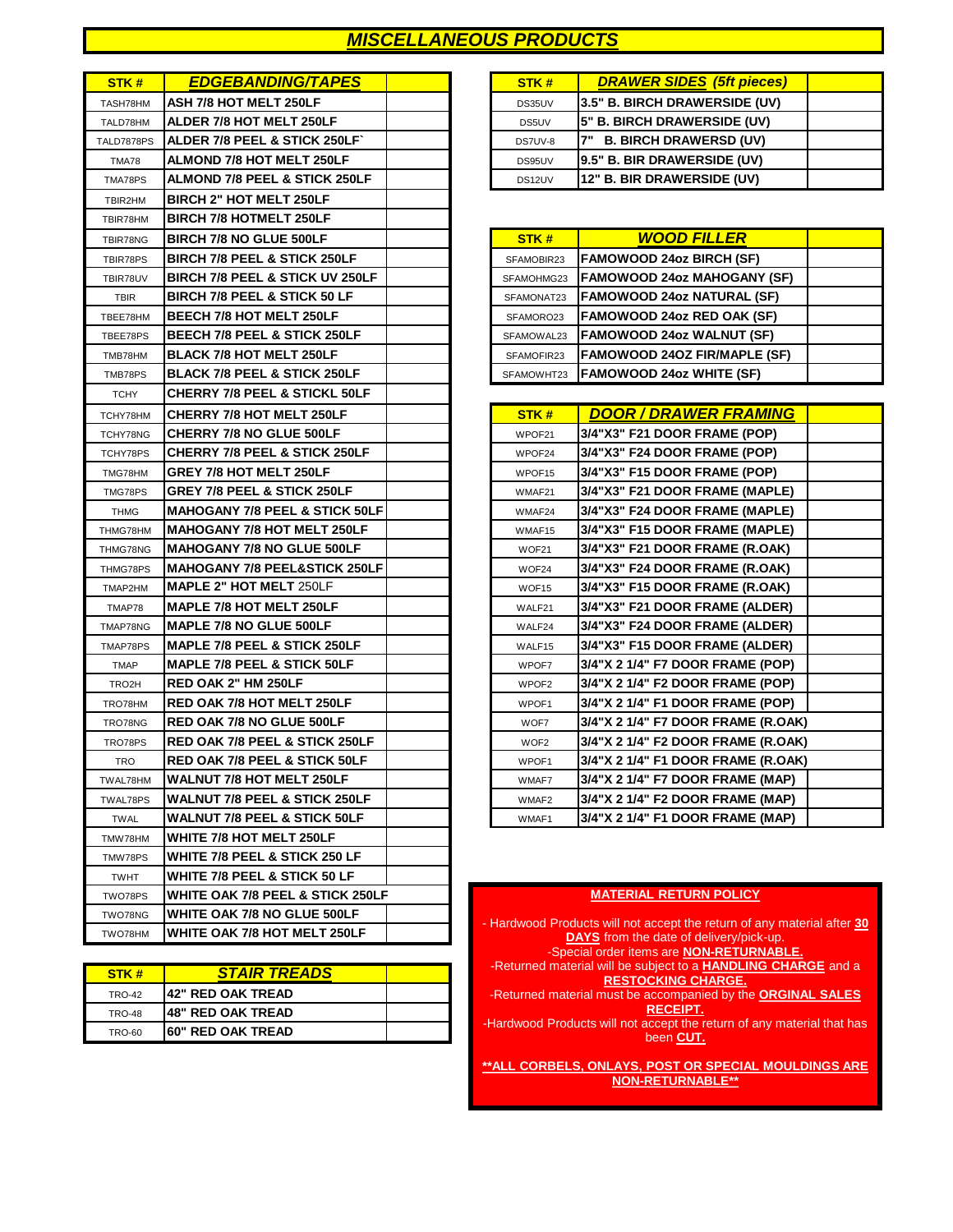# MISCELLANEOUS PRODUCTS

| STK # | EDGEBANDING/TAPES | |
|---|---|---|
| TASH78HM | ASH 7/8 HOT MELT 250LF | |
| TALD78HM | ALDER 7/8 HOT MELT 250LF | |
| TALD7878PS | ALDER 7/8 PEEL & STICK 250LF` | |
| TMA78 | ALMOND 7/8 HOT MELT 250LF | |
| TMA78PS | ALMOND 7/8 PEEL & STICK 250LF | |
| TBIR2HM | BIRCH 2" HOT MELT 250LF | |
| TBIR78HM | BIRCH 7/8 HOTMELT 250LF | |
| TBIR78NG | BIRCH 7/8 NO GLUE 500LF | |
| TBIR78PS | BIRCH 7/8 PEEL & STICK 250LF | |
| TBIR78UV | BIRCH 7/8 PEEL & STICK UV 250LF | |
| TBIR | BIRCH 7/8 PEEL & STICK 50 LF | |
| TBEE78HM | BEECH 7/8 HOT MELT 250LF | |
| TBEE78PS | BEECH 7/8 PEEL & STICK 250LF | |
| TMB78HM | BLACK 7/8 HOT MELT 250LF | |
| TMB78PS | BLACK 7/8 PEEL & STICK 250LF | |
| TCHY | CHERRY 7/8 PEEL & STICKL 50LF | |
| TCHY78HM | CHERRY 7/8 HOT MELT 250LF | |
| TCHY78NG | CHERRY 7/8 NO GLUE 500LF | |
| TCHY78PS | CHERRY 7/8 PEEL & STICK 250LF | |
| TMG78HM | GREY 7/8 HOT MELT 250LF | |
| TMG78PS | GREY 7/8 PEEL & STICK 250LF | |
| THMG | MAHOGANY 7/8 PEEL & STICK 50LF | |
| THMG78HM | MAHOGANY 7/8 HOT MELT 250LF | |
| THMG78NG | MAHOGANY 7/8 NO GLUE 500LF | |
| THMG78PS | MAHOGANY 7/8 PEEL&STICK 250LF | |
| TMAP2HM | MAPLE 2" HOT MELT 250LF | |
| TMAP78 | MAPLE 7/8 HOT MELT 250LF | |
| TMAP78NG | MAPLE 7/8 NO GLUE 500LF | |
| TMAP78PS | MAPLE 7/8 PEEL & STICK 250LF | |
| TMAP | MAPLE 7/8 PEEL & STICK 50LF | |
| TRO2H | RED OAK 2" HM 250LF | |
| TRO78HM | RED OAK 7/8 HOT MELT 250LF | |
| TRO78NG | RED OAK 7/8 NO GLUE 500LF | |
| TRO78PS | RED OAK 7/8 PEEL & STICK 250LF | |
| TRO | RED OAK 7/8 PEEL & STICK 50LF | |
| TWAL78HM | WALNUT 7/8 HOT MELT 250LF | |
| TWAL78PS | WALNUT 7/8 PEEL & STICK 250LF | |
| TWAL | WALNUT 7/8 PEEL & STICK 50LF | |
| TMW78HM | WHITE 7/8 HOT MELT 250LF | |
| TMW78PS | WHITE 7/8 PEEL & STICK 250 LF | |
| TWHT | WHITE 7/8 PEEL & STICK 50 LF | |
| TWO78PS | WHITE OAK 7/8 PEEL & STICK 250LF | |
| TWO78NG | WHITE OAK 7/8 NO GLUE 500LF | |
| TWO78HM | WHITE OAK 7/8 HOT MELT 250LF | |

| STK # | STAIR TREADS | |
|---|---|---|
| TRO-42 | 42" RED OAK TREAD | |
| TRO-48 | 48" RED OAK TREAD | |
| TRO-60 | 60" RED OAK TREAD | |

| STK # | DRAWER SIDES (5ft pieces) | |
|---|---|---|
| DS35UV | 3.5" B. BIRCH DRAWERSIDE (UV) | |
| DS5UV | 5" B. BIRCH DRAWERSIDE (UV) | |
| DS7UV-8 | 7" B. BIRCH DRAWERSD (UV) | |
| DS95UV | 9.5" B. BIR DRAWERSIDE (UV) | |
| DS12UV | 12" B. BIR DRAWERSIDE (UV) | |

| STK # | WOOD FILLER | |
|---|---|---|
| SFAMOBIR23 | FAMOWOOD 24oz BIRCH (SF) | |
| SFAMOHMG23 | FAMOWOOD 24oz MAHOGANY (SF) | |
| SFAMONAT23 | FAMOWOOD 24oz NATURAL (SF) | |
| SFAMORO23 | FAMOWOOD 24oz RED OAK (SF) | |
| SFAMOWAL23 | FAMOWOOD 24oz WALNUT (SF) | |
| SFAMOFIR23 | FAMOWOOD 24OZ FIR/MAPLE (SF) | |
| SFAMOWHT23 | FAMOWOOD 24oz WHITE (SF) | |

| STK # | DOOR / DRAWER FRAMING | |
|---|---|---|
| WPOF21 | 3/4"X3" F21 DOOR FRAME (POP) | |
| WPOF24 | 3/4"X3" F24 DOOR FRAME (POP) | |
| WPOF15 | 3/4"X3" F15 DOOR FRAME (POP) | |
| WMAF21 | 3/4"X3" F21 DOOR FRAME (MAPLE) | |
| WMAF24 | 3/4"X3" F24 DOOR FRAME (MAPLE) | |
| WMAF15 | 3/4"X3" F15 DOOR FRAME (MAPLE) | |
| WOF21 | 3/4"X3" F21 DOOR FRAME (R.OAK) | |
| WOF24 | 3/4"X3" F24 DOOR FRAME (R.OAK) | |
| WOF15 | 3/4"X3" F15 DOOR FRAME (R.OAK) | |
| WALF21 | 3/4"X3" F21 DOOR FRAME (ALDER) | |
| WALF24 | 3/4"X3" F24 DOOR FRAME (ALDER) | |
| WALF15 | 3/4"X3" F15 DOOR FRAME (ALDER) | |
| WPOF7 | 3/4"X 2 1/4" F7 DOOR FRAME (POP) | |
| WPOF2 | 3/4"X 2 1/4" F2 DOOR FRAME (POP) | |
| WPOF1 | 3/4"X 2 1/4" F1 DOOR FRAME (POP) | |
| WOF7 | 3/4"X 2 1/4" F7 DOOR FRAME (R.OAK) | |
| WOF2 | 3/4"X 2 1/4" F2 DOOR FRAME (R.OAK) | |
| WPOF1 | 3/4"X 2 1/4" F1 DOOR FRAME (R.OAK) | |
| WMAF7 | 3/4"X 2 1/4" F7 DOOR FRAME (MAP) | |
| WMAF2 | 3/4"X 2 1/4" F2 DOOR FRAME (MAP) | |
| WMAF1 | 3/4"X 2 1/4" F1 DOOR FRAME (MAP) | |

**MATERIAL RETURN POLICY**

- Hardwood Products will not accept the return of any material after **30 DAYS** from the date of delivery/pick-up.
- Special order items are **NON-RETURNABLE.**
- Returned material will be subject to a **HANDLING CHARGE** and a **RESTOCKING CHARGE.**
- Returned material must be accompanied by the **ORGINAL SALES RECEIPT.**
- Hardwood Products will not accept the return of any material that has been **CUT.**

****ALL CORBELS, ONLAYS, POST OR SPECIAL MOULDINGS ARE NON-RETURNABLE****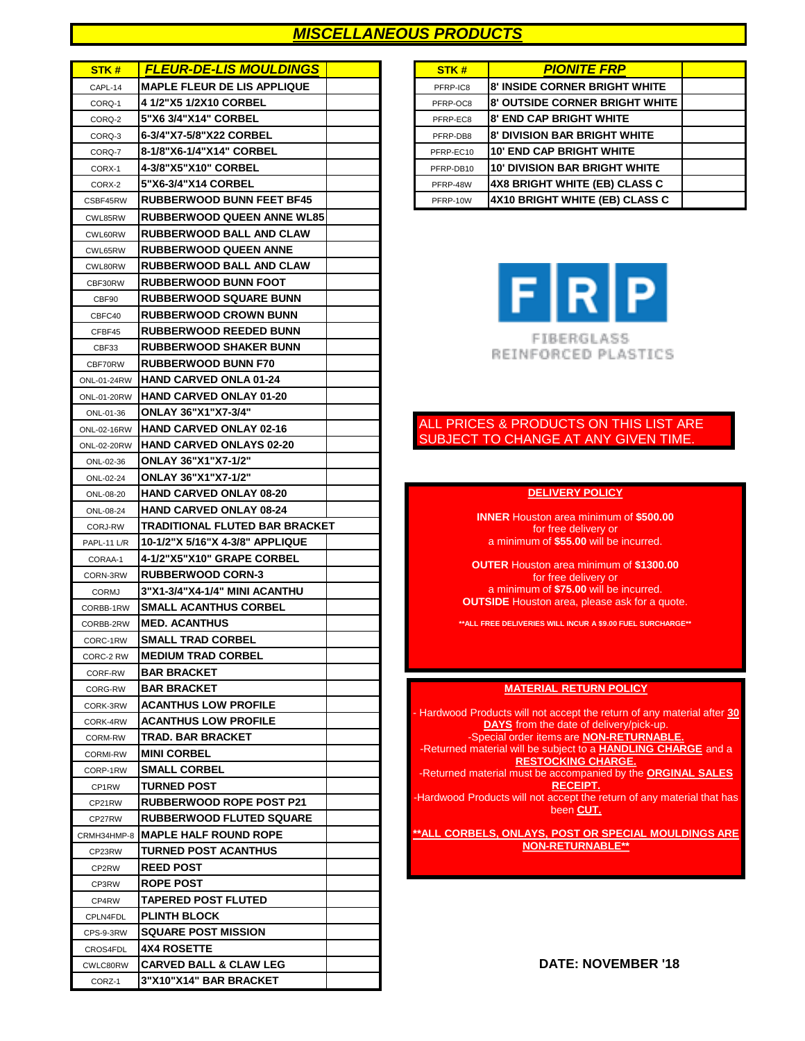# MISCELLANEOUS PRODUCTS

| STK # | FLEUR-DE-LIS MOULDINGS | |
|---|---|---|
| CAPL-14 | MAPLE FLEUR DE LIS APPLIQUE | |
| CORQ-1 | 4 1/2"X5 1/2X10 CORBEL | |
| CORQ-2 | 5"X6 3/4"X14" CORBEL | |
| CORQ-3 | 6-3/4"X7-5/8"X22 CORBEL | |
| CORQ-7 | 8-1/8"X6-1/4"X14" CORBEL | |
| CORX-1 | 4-3/8"X5"X10" CORBEL | |
| CORX-2 | 5"X6-3/4"X14 CORBEL | |
| CSBF45RW | RUBBERWOOD BUNN FEET BF45 | |
| CWL85RW | RUBBERWOOD QUEEN ANNE WL85 | |
| CWL60RW | RUBBERWOOD BALL AND CLAW | |
| CWL65RW | RUBBERWOOD QUEEN ANNE | |
| CWL80RW | RUBBERWOOD BALL AND CLAW | |
| CBF30RW | RUBBERWOOD BUNN FOOT | |
| CBF90 | RUBBERWOOD SQUARE BUNN | |
| CBFC40 | RUBBERWOOD CROWN BUNN | |
| CFBF45 | RUBBERWOOD REEDED BUNN | |
| CBF33 | RUBBERWOOD SHAKER BUNN | |
| CBF70RW | RUBBERWOOD BUNN F70 | |
| ONL-01-24RW | HAND CARVED ONLA 01-24 | |
| ONL-01-20RW | HAND CARVED ONLAY 01-20 | |
| ONL-01-36 | ONLAY 36"X1"X7-3/4" | |
| ONL-02-16RW | HAND CARVED ONLAY 02-16 | |
| ONL-02-20RW | HAND CARVED ONLAYS 02-20 | |
| ONL-02-36 | ONLAY 36"X1"X7-1/2" | |
| ONL-02-24 | ONLAY 36"X1"X7-1/2" | |
| ONL-08-20 | HAND CARVED ONLAY 08-20 | |
| ONL-08-24 | HAND CARVED ONLAY 08-24 | |
| CORJ-RW | TRADITIONAL FLUTED BAR BRACKET | |
| PAPL-11 L/R | 10-1/2"X 5/16"X 4-3/8" APPLIQUE | |
| CORAA-1 | 4-1/2"X5"X10" GRAPE CORBEL | |
| CORN-3RW | RUBBERWOOD CORN-3 | |
| CORMJ | 3"X1-3/4"X4-1/4" MINI ACANTHU | |
| CORBB-1RW | SMALL ACANTHUS CORBEL | |
| CORBB-2RW | MED. ACANTHUS | |
| CORC-1RW | SMALL TRAD CORBEL | |
| CORC-2 RW | MEDIUM TRAD CORBEL | |
| CORF-RW | BAR BRACKET | |
| CORG-RW | BAR BRACKET | |
| CORK-3RW | ACANTHUS LOW PROFILE | |
| CORK-4RW | ACANTHUS LOW PROFILE | |
| CORM-RW | TRAD. BAR BRACKET | |
| CORMI-RW | MINI CORBEL | |
| CORP-1RW | SMALL CORBEL | |
| CP1RW | TURNED POST | |
| CP21RW | RUBBERWOOD ROPE POST P21 | |
| CP27RW | RUBBERWOOD FLUTED SQUARE | |
| CRMH34HMP-8 | MAPLE HALF ROUND ROPE | |
| CP23RW | TURNED POST ACANTHUS | |
| CP2RW | REED POST | |
| CP3RW | ROPE POST | |
| CP4RW | TAPERED POST FLUTED | |
| CPLN4FDL | PLINTH BLOCK | |
| CPS-9-3RW | SQUARE POST MISSION | |
| CROS4FDL | 4X4 ROSETTE | |
| CWLC80RW | CARVED BALL & CLAW LEG | |
| CORZ-1 | 3"X10"X14" BAR BRACKET | |

| STK # | PIONITE FRP | |
|---|---|---|
| PFRP-IC8 | 8' INSIDE CORNER BRIGHT WHITE | |
| PFRP-OC8 | 8' OUTSIDE CORNER BRIGHT WHITE | |
| PFRP-EC8 | 8' END CAP BRIGHT WHITE | |
| PFRP-DB8 | 8' DIVISION BAR BRIGHT WHITE | |
| PFRP-EC10 | 10' END CAP BRIGHT WHITE | |
| PFRP-DB10 | 10' DIVISION BAR BRIGHT WHITE | |
| PFRP-48W | 4X8 BRIGHT WHITE (EB) CLASS C | |
| PFRP-10W | 4X10 BRIGHT WHITE (EB) CLASS C | |

FRP
FIBERGLASS REINFORCED PLASTICS

ALL PRICES & PRODUCTS ON THIS LIST ARE SUBJECT TO CHANGE AT ANY GIVEN TIME.

## DELIVERY POLICY

**INNER** Houston area minimum of **$500.00** for free delivery or a minimum of **$55.00** will be incurred.

**OUTER** Houston area minimum of **$1300.00** for free delivery or a minimum of **$75.00** will be incurred.
**OUTSIDE** Houston area, please ask for a quote.

****ALL FREE DELIVERIES WILL INCUR A $9.00 FUEL SURCHARGE****

## MATERIAL RETURN POLICY

- Hardwood Products will not accept the return of any material after **30 DAYS** from the date of delivery/pick-up.
- Special order items are **NON-RETURNABLE.**
- Returned material will be subject to a **HANDLING CHARGE** and a **RESTOCKING CHARGE.**
- Returned material must be accompanied by the **ORGINAL SALES RECEIPT.**
- Hardwood Products will not accept the return of any material that has been **CUT.**

****ALL CORBELS, ONLAYS, POST OR SPECIAL MOULDINGS ARE NON-RETURNABLE****

**DATE: NOVEMBER '18**